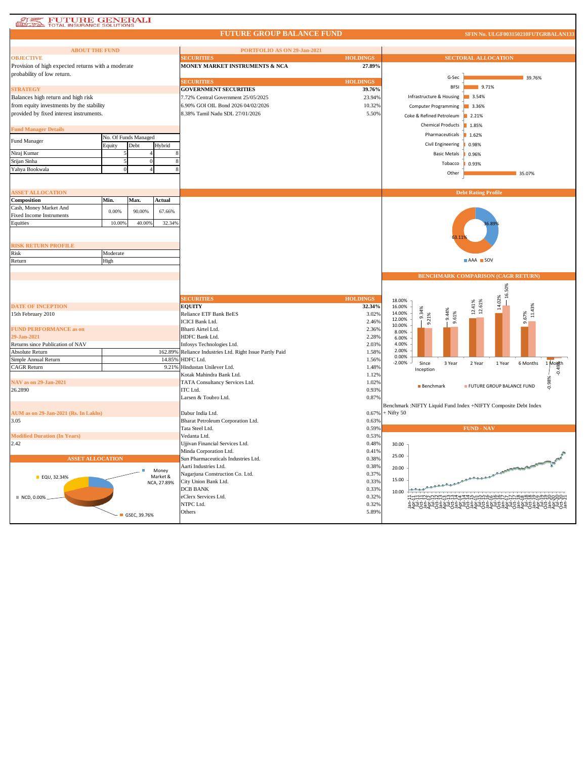# FUTURE GENERALI TOTAL INSURANCE SOLUTIONS

## FUTURE GROUP BALANCE FUND

SFIN No. ULGF003150210FUTGRBALAN133

## ABOUT THE FUND

**OBJECTIVE**

Provision of high expected returns with a moderate probability of low return.

**STRATEGY**

Balances high return and high risk from equity investments by the stability provided by fixed interest instruments.

**Fund Manager Details**

| Fund Manager | No. Of Funds Managed | | |
|---|---|---|---|
| | Equity | Debt | Hybrid |
| Niraj Kumar | 5 | 4 | 8 |
| Srijan Sinha | 5 | 0 | 8 |
| Yahya Bookwala | 0 | 4 | 8 |

**ASSET ALLOCATION**

| Composition | Min. | Max. | Actual |
|---|---|---|---|
| Cash, Money Market And Fixed Income Instruments | 0.00% | 90.00% | 67.66% |
| Equities | 10.00% | 40.00% | 32.34% |

**RISK RETURN PROFILE**

| Risk | Moderate |
|---|---|
| Return | High |

**DATE OF INCEPTION**

15th February 2010

**FUND PERFORMANCE as on 29-Jan-2021**

| Returns since Publication of NAV | |
|---|---|
| Absolute Return | 162.89% |
| Simple Annual Return | 14.85% |
| CAGR Return | 9.21% |

**NAV as on 29-Jan-2021**

26.2890

**AUM as on 29-Jan-2021 (Rs. In Lakhs)**

3.05

**Modified Duration (In Years)**

2.42

**ASSET ALLOCATION**

| Asset | Allocation |
|---|---|
| EQU | 32.34% |
| Money Market & NCA | 27.89% |
| NCD | 0.00% |
| GSEC | 39.76% |

## PORTFOLIO AS ON 29-Jan-2021

| SECURITIES | HOLDINGS |
|---|---|
| **MONEY MARKET INSTRUMENTS & NCA** | **27.89%** |

| SECURITIES | HOLDINGS |
|---|---|
| **GOVERNMENT SECURITIES** | **39.76%** |
| 7.72% Central Government 25/05/2025 | 23.94% |
| 6.90% GOI OIL Bond 2026 04/02/2026 | 10.32% |
| 8.38% Tamil Nadu SDL 27/01/2026 | 5.50% |

| SECURITIES | HOLDINGS |
|---|---|
| **EQUITY** | **32.34%** |
| Reliance ETF Bank BeES | 3.02% |
| ICICI Bank Ltd. | 2.46% |
| Bharti Airtel Ltd. | 2.36% |
| HDFC Bank Ltd. | 2.28% |
| Infosys Technologies Ltd. | 2.03% |
| Reliance Industries Ltd. Right Issue Partly Paid | 1.58% |
| HDFC Ltd. | 1.56% |
| Hindustan Unilever Ltd. | 1.48% |
| Kotak Mahindra Bank Ltd. | 1.12% |
| TATA Consultancy Services Ltd. | 1.02% |
| ITC Ltd. | 0.93% |
| Larsen & Toubro Ltd. | 0.87% |
| Dabur India Ltd. | 0.67% |
| Bharat Petroleum Corporation Ltd. | 0.63% |
| Tata Steel Ltd. | 0.59% |
| Vedanta Ltd. | 0.53% |
| Ujjivan Financial Services Ltd. | 0.48% |
| Minda Corporation Ltd. | 0.41% |
| Sun Pharmaceuticals Industries Ltd. | 0.38% |
| Aarti Industries Ltd. | 0.38% |
| Nagarjuna Construction Co. Ltd. | 0.37% |
| City Union Bank Ltd. | 0.33% |
| DCB BANK | 0.33% |
| eClerx Services Ltd. | 0.32% |
| NTPC Ltd. | 0.32% |
| Others | 5.89% |

## SECTORAL ALLOCATION

| Sector | Allocation |
|---|---|
| G-Sec | 39.76% |
| BFSI | 9.71% |
| Infrastructure & Housing | 3.54% |
| Computer Programming | 3.36% |
| Coke & Refined Petroleum | 2.21% |
| Chemical Products | 1.85% |
| Pharmaceuticals | 1.62% |
| Civil Engineering | 0.98% |
| Basic Metals | 0.96% |
| Tobacco | 0.93% |
| Other | 35.07% |

## Debt Rating Profile

| Rating | Share |
|---|---|
| AAA | 36.89% |
| SOV | 63.11% |

## BENCHMARK COMPARISON (CAGR RETURN)

| Period | Benchmark | FUTURE GROUP BALANCE FUND |
|---|---|---|
| Since Inception | 9.34% | 9.21% |
| 3 Year | 9.44% | 9.61% |
| 2 Year | 12.41% | 12.61% |
| 1 Year | 14.02% | 16.50% |
| 6 Months | 9.67% | 11.43% |
| 1 Month | -0.98% | -0.49% |

Benchmark :NIFTY Liquid Fund Index +NIFTY Composite Debt Index + Nifty 50

## FUND - NAV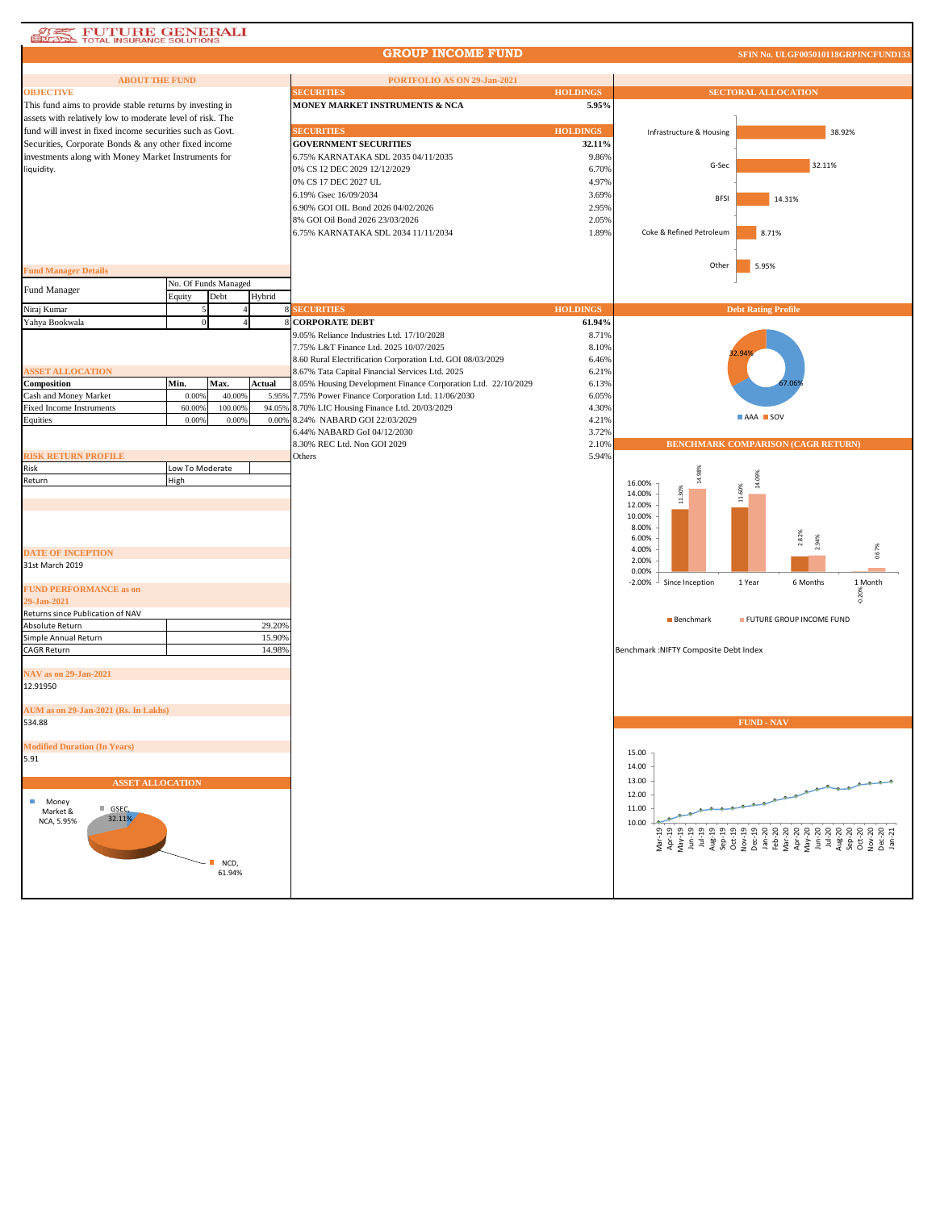FUTURE GENERALI
TOTAL INSURANCE SOLUTIONS

# GROUP INCOME FUND

SFIN No. ULGF005010118GRPINCFUND133

## ABOUT THE FUND

### OBJECTIVE

This fund aims to provide stable returns by investing in assets with relatively low to moderate level of risk. The fund will invest in fixed income securities such as Govt. Securities, Corporate Bonds & any other fixed income investments along with Money Market Instruments for liquidity.

### Fund Manager Details

| Fund Manager | No. Of Funds Managed | | |
|---|---|---|---|
| | Equity | Debt | Hybrid |
| Niraj Kumar | 5 | 4 | 8 |
| Yahya Bookwala | 0 | 4 | 8 |

### ASSET ALLOCATION

| Composition | Min. | Max. | Actual |
|---|---|---|---|
| Cash and Money Market | 0.00% | 40.00% | 5.95% |
| Fixed Income Instruments | 60.00% | 100.00% | 94.05% |
| Equities | 0.00% | 0.00% | 0.00% |

### RISK RETURN PROFILE

| | |
|---|---|
| Risk | Low To Moderate |
| Return | High |

### DATE OF INCEPTION

31st March 2019

### FUND PERFORMANCE as on 29-Jan-2021

Returns since Publication of NAV

| | |
|---|---|
| Absolute Return | 29.20% |
| Simple Annual Return | 15.90% |
| CAGR Return | 14.98% |

### NAV as on 29-Jan-2021

12.91950

### AUM as on 29-Jan-2021 (Rs. In Lakhs)

534.88

### Modified Duration (In Years)

5.91

### ASSET ALLOCATION

Money Market & NCA, 5.95%; GSEC, 32.11%; NCD, 61.94%

## PORTFOLIO AS ON 29-Jan-2021

| SECURITIES | HOLDINGS |
|---|---|
| **MONEY MARKET INSTRUMENTS & NCA** | **5.95%** |

| SECURITIES | HOLDINGS |
|---|---|
| **GOVERNMENT SECURITIES** | **32.11%** |
| 6.75% KARNATAKA SDL 2035 04/11/2035 | 9.86% |
| 0% CS 12 DEC 2029 12/12/2029 | 6.70% |
| 0% CS 17 DEC 2027 UL | 4.97% |
| 6.19% Gsec 16/09/2034 | 3.69% |
| 6.90% GOI OIL Bond 2026 04/02/2026 | 2.95% |
| 8% GOI Oil Bond 2026 23/03/2026 | 2.05% |
| 6.75% KARNATAKA SDL 2034 11/11/2034 | 1.89% |

| SECURITIES | HOLDINGS |
|---|---|
| **CORPORATE DEBT** | **61.94%** |
| 9.05% Reliance Industries Ltd. 17/10/2028 | 8.71% |
| 7.75% L&T Finance Ltd. 2025 10/07/2025 | 8.10% |
| 8.60 Rural Electrification Corporation Ltd. GOI 08/03/2029 | 6.46% |
| 8.67% Tata Capital Financial Services Ltd. 2025 | 6.21% |
| 8.05% Housing Development Finance Corporation Ltd. 22/10/2029 | 6.13% |
| 7.75% Power Finance Corporation Ltd. 11/06/2030 | 6.05% |
| 8.70% LIC Housing Finance Ltd. 20/03/2029 | 4.30% |
| 8.24% NABARD GOI 22/03/2029 | 4.21% |
| 6.44% NABARD GoI 04/12/2030 | 3.72% |
| 8.30% REC Ltd. Non GOI 2029 | 2.10% |
| Others | 5.94% |

## SECTORAL ALLOCATION

| Sector | Allocation |
|---|---|
| Infrastructure & Housing | 38.92% |
| G-Sec | 32.11% |
| BFSI | 14.31% |
| Coke & Refined Petroleum | 8.71% |
| Other | 5.95% |

## Debt Rating Profile

| Rating | Share |
|---|---|
| AAA | 67.06% |
| SOV | 32.94% |

## BENCHMARK COMPARISON (CAGR RETURN)

| Period | Benchmark | FUTURE GROUP INCOME FUND |
|---|---|---|
| Since Inception | 11.30% | 14.98% |
| 1 Year | 11.60% | 14.09% |
| 6 Months | 2.82% | 2.94% |
| 1 Month | -0.20% | 0.67% |

Benchmark :NIFTY Composite Debt Index

## FUND - NAV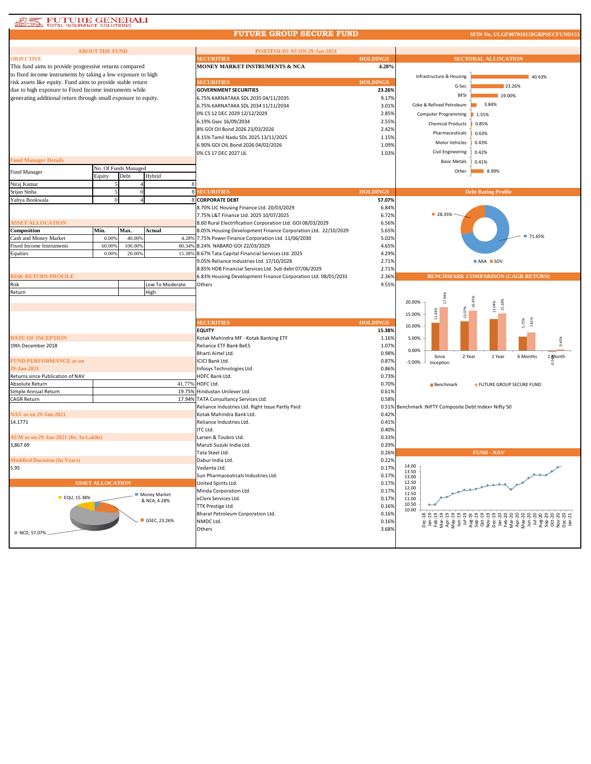# FUTURE GROUP SECURE FUND

SFIN No. ULGF007010118GRPSECFUND133

## ABOUT THE FUND

**OBJECTIVE**

This fund aims to provide progressive returns compared to fixed income instruments by taking a low exposure to high risk assets like equity. Fund aims to provide stable return due to high exposure to Fixed Income instruments while generating additional return through small exposure to equity.

**Fund Manager Details**

| Fund Manager | No. Of Funds Managed | | |
|---|---|---|---|
| | Equity | Debt | Hybrid |
| Niraj Kumar | 5 | 4 | 8 |
| Srijan Sinha | 5 | 0 | 8 |
| Yahya Bookwala | 0 | 4 | 8 |

**ASSET ALLOCATION**

| Composition | Min. | Max. | Actual |
|---|---|---|---|
| Cash and Money Market | 0.00% | 40.00% | 4.28% |
| Fixed Income Instruments | 60.00% | 100.00% | 80.34% |
| Equities | 0.00% | 20.00% | 15.38% |

**RISK RETURN PROFILE**

| | |
|---|---|
| Risk | Low To Moderate |
| Return | High |

**DATE OF INCEPTION**

19th December 2018

**FUND PERFORMANCE as on 29-Jan-2021**

| Returns since Publication of NAV | |
|---|---|
| Absolute Return | 41.77% |
| Simple Annual Return | 19.75% |
| CAGR Return | 17.94% |

**NAV as on 29-Jan-2021**

14.1771

**AUM as on 29-Jan-2021 (Rs. In Lakhs)**

3,867.69

**Modified Duration (In Years)**

5.95

**ASSET ALLOCATION**

EQU, 15.38%; Money Market & NCA, 4.28%; GSEC, 23.26%; NCD, 57.07%

## PORTFOLIO AS ON 29-Jan-2021

| SECURITIES | HOLDINGS |
|---|---|
| **MONEY MARKET INSTRUMENTS & NCA** | **4.28%** |

| SECURITIES | HOLDINGS |
|---|---|
| **GOVERNMENT SECURITIES** | **23.26%** |
| 6.75% KARNATAKA SDL 2035 04/11/2035 | 9.17% |
| 6.75% KARNATAKA SDL 2034 11/11/2034 | 3.01% |
| 0% CS 12 DEC 2029 12/12/2029 | 2.85% |
| 6.19% Gsec 16/09/2034 | 2.55% |
| 8% GOI Oil Bond 2026 23/03/2026 | 2.42% |
| 8.15% Tamil Nadu SDL 2025 13/11/2025 | 1.15% |
| 6.90% GOI OIL Bond 2026 04/02/2026 | 1.09% |
| 0% CS 17 DEC 2027 UL | 1.03% |

| SECURITIES | HOLDINGS |
|---|---|
| **CORPORATE DEBT** | **57.07%** |
| 8.70% LIC Housing Finance Ltd. 20/03/2029 | 6.84% |
| 7.75% L&T Finance Ltd. 2025 10/07/2025 | 6.72% |
| 8.60 Rural Electrification Corporation Ltd. GOI 08/03/2029 | 6.56% |
| 8.05% Housing Development Finance Corporation Ltd. 22/10/2029 | 5.65% |
| 7.75% Power Finance Corporation Ltd. 11/06/2030 | 5.02% |
| 8.24% NABARD GOI 22/03/2029 | 4.65% |
| 8.67% Tata Capital Financial Services Ltd. 2025 | 4.29% |
| 9.05% Reliance Industries Ltd. 17/10/2028 | 2.71% |
| 8.85% HDB Financial Services Ltd. Sub debt 07/06/2029 | 2.71% |
| 6.83% Housing Development Finance Corporation Ltd. 08/01/2031 | 2.36% |
| Others | 9.55% |

| SECURITIES | HOLDINGS |
|---|---|
| **EQUITY** | **15.38%** |
| Kotak Mahindra MF - Kotak Banking ETF | 1.16% |
| Reliance ETF Bank BeES | 1.07% |
| Bharti Airtel Ltd. | 0.98% |
| ICICI Bank Ltd. | 0.87% |
| Infosys Technologies Ltd. | 0.86% |
| HDFC Bank Ltd. | 0.73% |
| HDFC Ltd. | 0.70% |
| Hindustan Unilever Ltd. | 0.61% |
| TATA Consultancy Services Ltd. | 0.58% |
| Reliance Industries Ltd. Right Issue Partly Paid | 0.51% |
| Kotak Mahindra Bank Ltd. | 0.42% |
| Reliance Industries Ltd. | 0.41% |
| ITC Ltd. | 0.40% |
| Larsen & Toubro Ltd. | 0.33% |
| Maruti Suzuki India Ltd. | 0.29% |
| Tata Steel Ltd. | 0.26% |
| Dabur India Ltd. | 0.22% |
| Vedanta Ltd. | 0.17% |
| Sun Pharmaceuticals Industries Ltd. | 0.17% |
| United Spirits Ltd. | 0.17% |
| Minda Corporation Ltd. | 0.17% |
| eClerx Services Ltd. | 0.17% |
| TTK Prestige Ltd. | 0.16% |
| Bharat Petroleum Corporation Ltd. | 0.16% |
| NMDC Ltd. | 0.16% |
| Others | 3.68% |

## SECTORAL ALLOCATION

| Sector | Allocation |
|---|---|
| Infrastructure & Housing | 40.63% |
| G-Sec | 23.26% |
| BFSI | 19.00% |
| Coke & Refined Petroleum | 3.84% |
| Computer Programming | 1.55% |
| Chemical Products | 0.85% |
| Pharmaceuticals | 0.63% |
| Motor Vehicles | 0.43% |
| Civil Engineering | 0.42% |
| Basic Metals | 0.41% |
| Other | 8.99% |

## Debt Rating Profile

AAA: 71.65%; SOV: 28.35%

## BENCHMARK COMPARISON (CAGR RETURN)

| | Since Inception | 2 Year | 1 Year | 6 Months | 1 Month |
|---|---|---|---|---|---|
| Benchmark | 11.44% | 12.07% | 13.04% | 5.75% | -0.54% |
| FUTURE GROUP SECURE FUND | 17.94% | 16.45% | 15.28% | 7.42% | 0.45% |

Benchmark :NIFTY Composite Debt Index+ Nifty 50

## FUND - NAV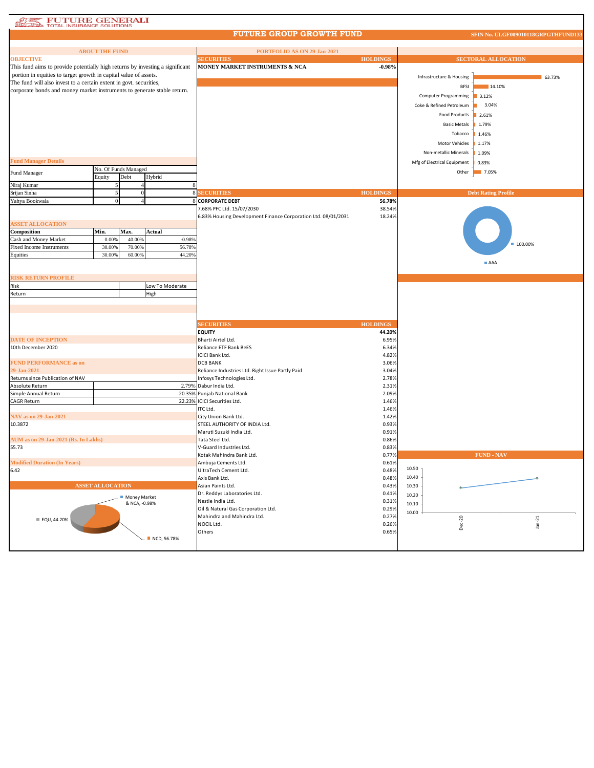FUTURE GENERALI TOTAL INSURANCE SOLUTIONS

# FUTURE GROUP GROWTH FUND

SFIN No. ULGF009010118GRPGTHFUND133

## ABOUT THE FUND

**OBJECTIVE**

This fund aims to provide potentially high returns by investing a significant portion in equities to target growth in capital value of assets.
The fund will also invest to a certain extent in govt. securities, corporate bonds and money market instruments to generate stable return.

**Fund Manager Details**

| Fund Manager | No. Of Funds Managed | | |
|---|---|---|---|
| | Equity | Debt | Hybrid |
| Niraj Kumar | 5 | 4 | 8 |
| Srijan Sinha | 5 | 0 | 8 |
| Yahya Bookwala | 0 | 4 | 8 |

**ASSET ALLOCATION**

| Composition | Min. | Max. | Actual |
|---|---|---|---|
| Cash and Money Market | 0.00% | 40.00% | -0.98% |
| Fixed Income Instruments | 30.00% | 70.00% | 56.78% |
| Equities | 30.00% | 60.00% | 44.20% |

**RISK RETURN PROFILE**

| | | |
|---|---|---|
| Risk | | Low To Moderate |
| Return | | High |

**DATE OF INCEPTION**

10th December 2020

**FUND PERFORMANCE as on 29-Jan-2021**

| Returns since Publication of NAV | |
|---|---|
| Absolute Return | 2.79% |
| Simple Annual Return | 20.35% |
| CAGR Return | 22.23% |

**NAV as on 29-Jan-2021**

10.3872

**AUM as on 29-Jan-2021 (Rs. In Lakhs)**

55.73

**Modified Duration (In Years)**

6.42

**ASSET ALLOCATION**

Money Market & NCA, -0.98%
EQU, 44.20%
NCD, 56.78%

## PORTFOLIO AS ON 29-Jan-2021

| SECURITIES | HOLDINGS |
|---|---|
| **MONEY MARKET INSTRUMENTS & NCA** | **-0.98%** |

| SECURITIES | HOLDINGS |
|---|---|
| **CORPORATE DEBT** | **56.78%** |
| 7.68% PFC Ltd. 15/07/2030 | 38.54% |
| 6.83% Housing Development Finance Corporation Ltd. 08/01/2031 | 18.24% |

| SECURITIES | HOLDINGS |
|---|---|
| **EQUITY** | **44.20%** |
| Bharti Airtel Ltd. | 6.95% |
| Reliance ETF Bank BeES | 6.34% |
| ICICI Bank Ltd. | 4.82% |
| DCB BANK | 3.06% |
| Reliance Industries Ltd. Right Issue Partly Paid | 3.04% |
| Infosys Technologies Ltd. | 2.78% |
| Dabur India Ltd. | 2.31% |
| Punjab National Bank | 2.09% |
| ICICI Securities Ltd. | 1.46% |
| ITC Ltd. | 1.46% |
| City Union Bank Ltd. | 1.42% |
| STEEL AUTHORITY OF INDIA Ltd. | 0.93% |
| Maruti Suzuki India Ltd. | 0.91% |
| Tata Steel Ltd. | 0.86% |
| V-Guard Industries Ltd. | 0.83% |
| Kotak Mahindra Bank Ltd. | 0.77% |
| Ambuja Cements Ltd. | 0.61% |
| UltraTech Cement Ltd. | 0.48% |
| Axis Bank Ltd. | 0.48% |
| Asian Paints Ltd. | 0.43% |
| Dr. Reddys Laboratories Ltd. | 0.41% |
| Nestle India Ltd. | 0.31% |
| Oil & Natural Gas Corporation Ltd. | 0.29% |
| Mahindra and Mahindra Ltd. | 0.27% |
| NOCIL Ltd. | 0.26% |
| Others | 0.65% |

## SECTORAL ALLOCATION

Infrastructure & Housing 63.73%
BFSI 14.10%
Computer Programming 3.12%
Coke & Refined Petroleum 3.04%
Food Products 2.61%
Basic Metals 1.79%
Tobacco 1.46%
Motor Vehicles 1.17%
Non-metallic Minerals 1.09%
Mfg of Electrical Equipment 0.83%
Other 7.05%

## Debt Rating Profile

100.00%
AAA

## FUND - NAV

10.50
10.40
10.30
10.20
10.10
10.00
Dec-20
Jan-21